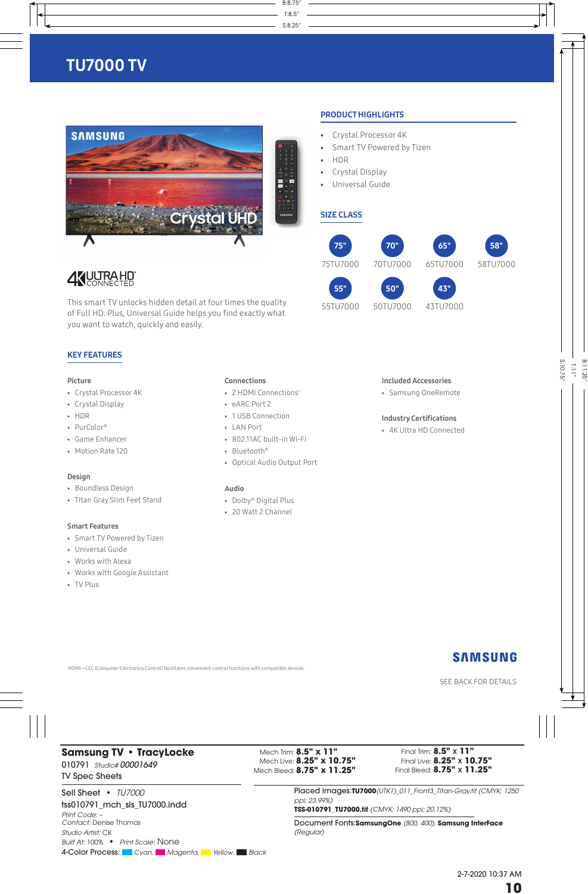# TU7000 TV

## PRODUCT HIGHLIGHTS

- Crystal Processor 4K
- Smart TV Powered by Tizen
- HDR
- Crystal Display
- Universal Guide

## SIZE CLASS

| 75" | 70" | 65" | 58" |
|---|---|---|---|
| 75TU7000 | 70TU7000 | 65TU7000 | 58TU7000 |
| 55" | 50" | 43" | |
| 55TU7000 | 50TU7000 | 43TU7000 | |

4K ULTRA HD CONNECTED

This smart TV unlocks hidden detail at four times the quality of Full HD. Plus, Universal Guide helps you find exactly what you want to watch, quickly and easily.

## KEY FEATURES

### Picture

- Crystal Processor 4K
- Crystal Display
- HDR
- PurColor®
- Game Enhancer
- Motion Rate 120

### Design

- Boundless Design
- Titan Gray Slim Feet Stand

### Smart Features

- Smart TV Powered by Tizen
- Universal Guide
- Works with Alexa
- Works with Google Assistant
- TV Plus

### Connections

- 2 HDMI Connections[1]
- eARC Port 2
- 1 USB Connection
- LAN Port
- 802.11AC built-in Wi-Fi
- Bluetooth®
- Optical Audio Output Port

### Audio

- Dolby® Digital Plus
- 20 Watt 2 Channel

### Included Accessories

- Samsung OneRemote

### Industry Certifications

- 4K Ultra HD Connected

[1]HDMI—CEC (Consumer Electronics Control) facilitates convenient control functions with compatible devices.

SAMSUNG

SEE BACK FOR DETAILS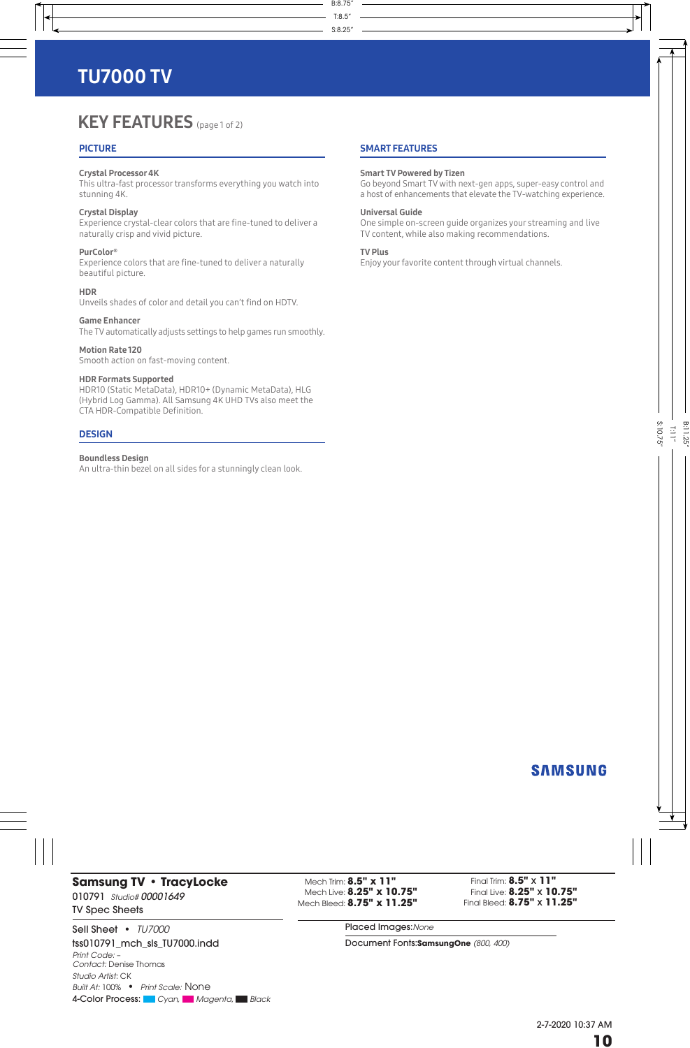# TU7000 TV

## KEY FEATURES (page 1 of 2)

### PICTURE

**Crystal Processor 4K**
This ultra-fast processor transforms everything you watch into stunning 4K.

**Crystal Display**
Experience crystal-clear colors that are fine-tuned to deliver a naturally crisp and vivid picture.

**PurColor®**
Experience colors that are fine-tuned to deliver a naturally beautiful picture.

**HDR**
Unveils shades of color and detail you can't find on HDTV.

**Game Enhancer**
The TV automatically adjusts settings to help games run smoothly.

**Motion Rate 120**
Smooth action on fast-moving content.

**HDR Formats Supported**
HDR10 (Static MetaData), HDR10+ (Dynamic MetaData), HLG (Hybrid Log Gamma). All Samsung 4K UHD TVs also meet the CTA HDR-Compatible Definition.

### DESIGN

**Boundless Design**
An ultra-thin bezel on all sides for a stunningly clean look.

### SMART FEATURES

**Smart TV Powered by Tizen**
Go beyond Smart TV with next-gen apps, super-easy control and a host of enhancements that elevate the TV-watching experience.

**Universal Guide**
One simple on-screen guide organizes your streaming and live TV content, while also making recommendations.

**TV Plus**
Enjoy your favorite content through virtual channels.

SAMSUNG

**Samsung TV • TracyLocke**
010791 *Studio# 00001649*
TV Spec Sheets

Sell Sheet • *TU7000*
tss010791_mch_sls_TU7000.indd
*Print Code:* –
*Contact:* Denise Thomas
*Studio Artist:* CK
*Built At:* 100% • *Print Scale:* None
4-Color Process: *Cyan*, *Magenta*, *Black*

Mech Trim: **8.5" x 11"**
Mech Live: **8.25" x 10.75"**
Mech Bleed: **8.75" x 11.25"**

Final Trim: **8.5"** x **11"**
Final Live: **8.25"** x **10.75"**
Final Bleed: **8.75"** x **11.25"**

Placed Images: *None*

Document Fonts: **SamsungOne** *(800, 400)*

2-7-2020 10:37 AM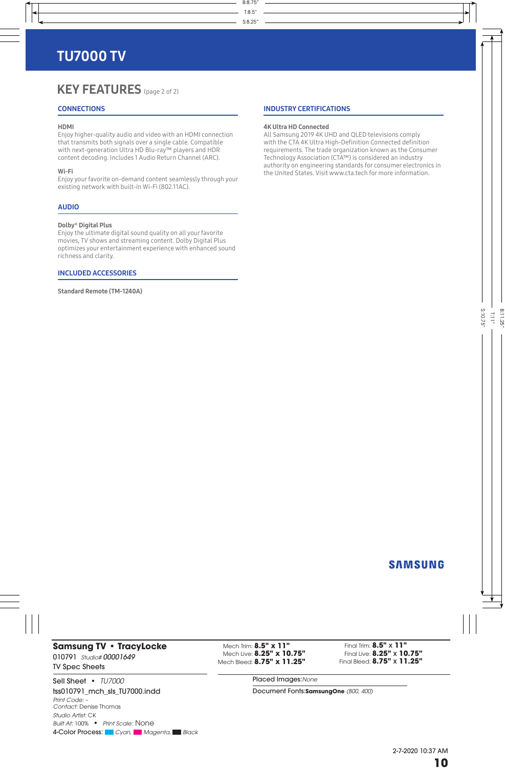# TU7000 TV

## KEY FEATURES (page 2 of 2)

### CONNECTIONS

**HDMI**
Enjoy higher-quality audio and video with an HDMI connection that transmits both signals over a single cable. Compatible with next-generation Ultra HD Blu-ray™ players and HDR content decoding. Includes 1 Audio Return Channel (ARC).

**Wi-Fi**
Enjoy your favorite on-demand content seamlessly through your existing network with built-in Wi-Fi (802.11AC).

### AUDIO

**Dolby® Digital Plus**
Enjoy the ultimate digital sound quality on all your favorite movies, TV shows and streaming content. Dolby Digital Plus optimizes your entertainment experience with enhanced sound richness and clarity.

### INCLUDED ACCESSORIES

**Standard Remote (TM-1240A)**

### INDUSTRY CERTIFICATIONS

**4K Ultra HD Connected**
All Samsung 2019 4K UHD and QLED televisions comply with the CTA 4K Ultra High-Definition Connected definition requirements. The trade organization known as the Consumer Technology Association (CTA™) is considered an industry authority on engineering standards for consumer electronics in the United States. Visit www.cta.tech for more information.

SAMSUNG

**Samsung TV • TracyLocke**
010791 *Studio# 00001649*
TV Spec Sheets

Sell Sheet • *TU7000*
tss010791_mch_sls_TU7000.indd
*Print Code:* –
*Contact:* Denise Thomas
*Studio Artist:* CK
*Built At:* 100% • *Print Scale:* None
4-Color Process: *Cyan, Magenta, Black*

Mech Trim: **8.5" x 11"**
Mech Live: **8.25" x 10.75"**
Mech Bleed: **8.75" x 11.25"**

Final Trim: **8.5" x 11"**
Final Live: **8.25" x 10.75"**
Final Bleed: **8.75" x 11.25"**

Placed Images: *None*
Document Fonts: **SamsungOne** *(800, 400)*

2-7-2020 10:37 AM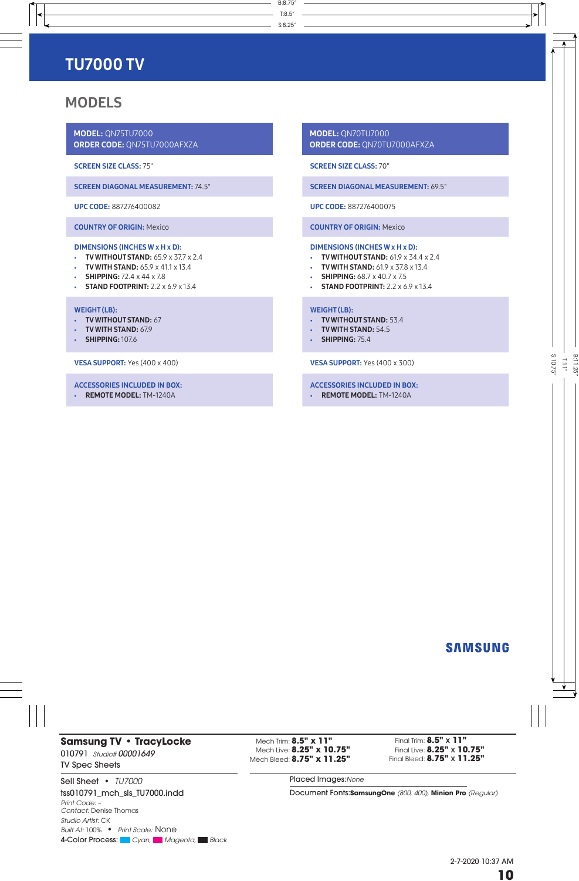# TU7000 TV

## MODELS

**MODEL:** QN75TU7000
**ORDER CODE:** QN75TU7000AFXZA

**SCREEN SIZE CLASS:** 75"

**SCREEN DIAGONAL MEASUREMENT:** 74.5"

**UPC CODE:** 887276400082

**COUNTRY OF ORIGIN:** Mexico

**DIMENSIONS (INCHES W x H x D):**

- **TV WITHOUT STAND:** 65.9 x 37.7 x 2.4
- **TV WITH STAND:** 65.9 x 41.1 x 13.4
- **SHIPPING:** 72.4 x 44 x 7.8
- **STAND FOOTPRINT:** 2.2 x 6.9 x 13.4

**WEIGHT (LB):**

- **TV WITHOUT STAND:** 67
- **TV WITH STAND:** 67.9
- **SHIPPING:** 107.6

**VESA SUPPORT:** Yes (400 x 400)

**ACCESSORIES INCLUDED IN BOX:**

- **REMOTE MODEL:** TM-1240A

**MODEL:** QN70TU7000
**ORDER CODE:** QN70TU7000AFXZA

**SCREEN SIZE CLASS:** 70"

**SCREEN DIAGONAL MEASUREMENT:** 69.5"

**UPC CODE:** 887276400075

**COUNTRY OF ORIGIN:** Mexico

**DIMENSIONS (INCHES W x H x D):**

- **TV WITHOUT STAND:** 61.9 x 34.4 x 2.4
- **TV WITH STAND:** 61.9 x 37.8 x 13.4
- **SHIPPING:** 68.7 x 40.7 x 7.5
- **STAND FOOTPRINT:** 2.2 x 6.9 x 13.4

**WEIGHT (LB):**

- **TV WITHOUT STAND:** 53.4
- **TV WITH STAND:** 54.5
- **SHIPPING:** 75.4

**VESA SUPPORT:** Yes (400 x 300)

**ACCESSORIES INCLUDED IN BOX:**

- **REMOTE MODEL:** TM-1240A

SAMSUNG

**Samsung TV • TracyLocke**
010791 *Studio# 00001649*
TV Spec Sheets

Mech Trim: **8.5" x 11"**
Mech Live: **8.25" x 10.75"**
Mech Bleed: **8.75" x 11.25"**

Final Trim: **8.5" x 11"**
Final Live: **8.25" x 10.75"**
Final Bleed: **8.75" x 11.25"**

Sell Sheet • *TU7000*
tss010791_mch_sls_TU7000.indd
*Print Code:* –
*Contact:* Denise Thomas
*Studio Artist:* CK
*Built At:* 100% • *Print Scale:* None
4-Color Process: *Cyan*, *Magenta*, *Black*

Placed Images: *None*

Document Fonts: **SamsungOne** *(800, 400)*, **Minion Pro** *(Regular)*

2-7-2020 10:37 AM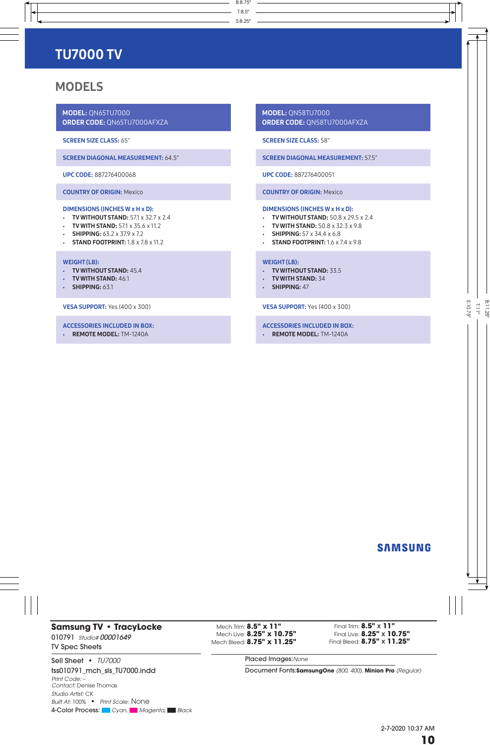# TU7000 TV

## MODELS

**MODEL:** QN65TU7000
**ORDER CODE:** QN65TU7000AFXZA

**SCREEN SIZE CLASS:** 65"

**SCREEN DIAGONAL MEASUREMENT:** 64.5"

**UPC CODE:** 887276400068

**COUNTRY OF ORIGIN:** Mexico

**DIMENSIONS (INCHES W x H x D):**

- **TV WITHOUT STAND:** 57.1 x 32.7 x 2.4
- **TV WITH STAND:** 57.1 x 35.6 x 11.2
- **SHIPPING:** 63.2 x 37.9 x 7.2
- **STAND FOOTPRINT:** 1.8 x 7.8 x 11.2

**WEIGHT (LB):**

- **TV WITHOUT STAND:** 45.4
- **TV WITH STAND:** 46.1
- **SHIPPING:** 63.1

**VESA SUPPORT:** Yes (400 x 300)

**ACCESSORIES INCLUDED IN BOX:**

- **REMOTE MODEL:** TM-1240A

**MODEL:** QN58TU7000
**ORDER CODE:** QN58TU7000AFXZA

**SCREEN SIZE CLASS:** 58"

**SCREEN DIAGONAL MEASUREMENT:** 57.5"

**UPC CODE:** 887276400051

**COUNTRY OF ORIGIN:** Mexico

**DIMENSIONS (INCHES W x H x D):**

- **TV WITHOUT STAND:** 50.8 x 29.5 x 2.4
- **TV WITH STAND:** 50.8 x 32.3 x 9.8
- **SHIPPING:** 57 x 34.4 x 6.8
- **STAND FOOTPRINT:** 1.6 x 7.4 x 9.8

**WEIGHT (LB):**

- **TV WITHOUT STAND:** 33.5
- **TV WITH STAND:** 34
- **SHIPPING:** 47

**VESA SUPPORT:** Yes (400 x 300)

**ACCESSORIES INCLUDED IN BOX:**

- **REMOTE MODEL:** TM-1240A

SAMSUNG

**Samsung TV • TracyLocke**
010791 *Studio# 00001649*
TV Spec Sheets

Mech Trim: **8.5" x 11"**
Mech Live: **8.25" x 10.75"**
Mech Bleed: **8.75" x 11.25"**

Final Trim: **8.5" x 11"**
Final Live: **8.25" x 10.75"**
Final Bleed: **8.75" x 11.25"**

Sell Sheet • *TU7000*
tss010791_mch_sls_TU7000.indd
*Print Code:* –
*Contact:* Denise Thomas
*Studio Artist:* CK
*Built At:* 100% • *Print Scale:* None
4-Color Process: *Cyan, Magenta, Black*

Placed Images: *None*

Document Fonts: **SamsungOne** *(800, 400),* **Minion Pro** *(Regular)*

2-7-2020 10:37 AM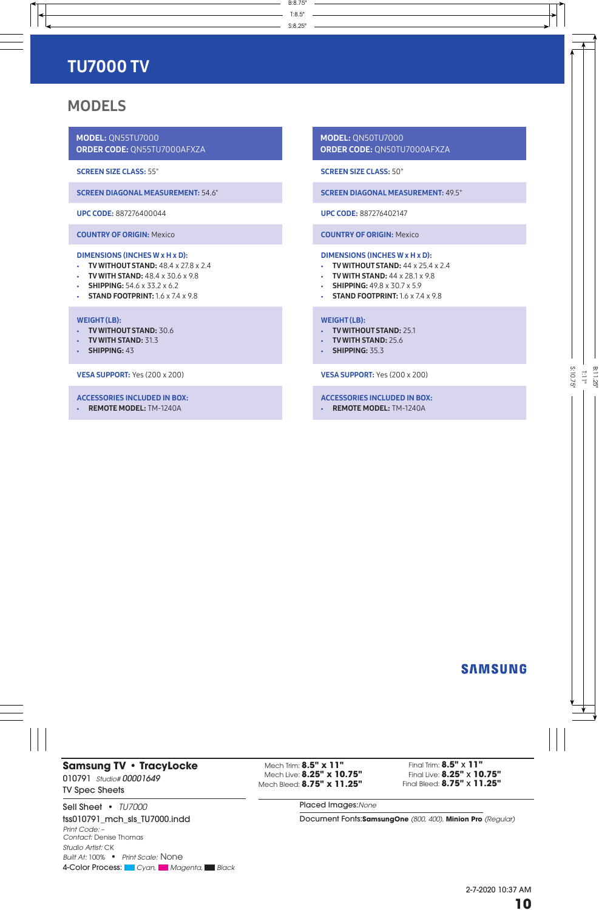# TU7000 TV

## MODELS

**MODEL:** QN55TU7000
**ORDER CODE:** QN55TU7000AFXZA

**SCREEN SIZE CLASS:** 55"

**SCREEN DIAGONAL MEASUREMENT:** 54.6"

**UPC CODE:** 887276400044

**COUNTRY OF ORIGIN:** Mexico

**DIMENSIONS (INCHES W x H x D):**

- **TV WITHOUT STAND:** 48.4 x 27.8 x 2.4
- **TV WITH STAND:** 48.4 x 30.6 x 9.8
- **SHIPPING:** 54.6 x 33.2 x 6.2
- **STAND FOOTPRINT:** 1.6 x 7.4 x 9.8

**WEIGHT (LB):**

- **TV WITHOUT STAND:** 30.6
- **TV WITH STAND:** 31.3
- **SHIPPING:** 43

**VESA SUPPORT:** Yes (200 x 200)

**ACCESSORIES INCLUDED IN BOX:**

- **REMOTE MODEL:** TM-1240A

**MODEL:** QN50TU7000
**ORDER CODE:** QN50TU7000AFXZA

**SCREEN SIZE CLASS:** 50"

**SCREEN DIAGONAL MEASUREMENT:** 49.5"

**UPC CODE:** 887276402147

**COUNTRY OF ORIGIN:** Mexico

**DIMENSIONS (INCHES W x H x D):**

- **TV WITHOUT STAND:** 44 x 25.4 x 2.4
- **TV WITH STAND:** 44 x 28.1 x 9.8
- **SHIPPING:** 49.8 x 30.7 x 5.9
- **STAND FOOTPRINT:** 1.6 x 7.4 x 9.8

**WEIGHT (LB):**

- **TV WITHOUT STAND:** 25.1
- **TV WITH STAND:** 25.6
- **SHIPPING:** 35.3

**VESA SUPPORT:** Yes (200 x 200)

**ACCESSORIES INCLUDED IN BOX:**

- **REMOTE MODEL:** TM-1240A

SAMSUNG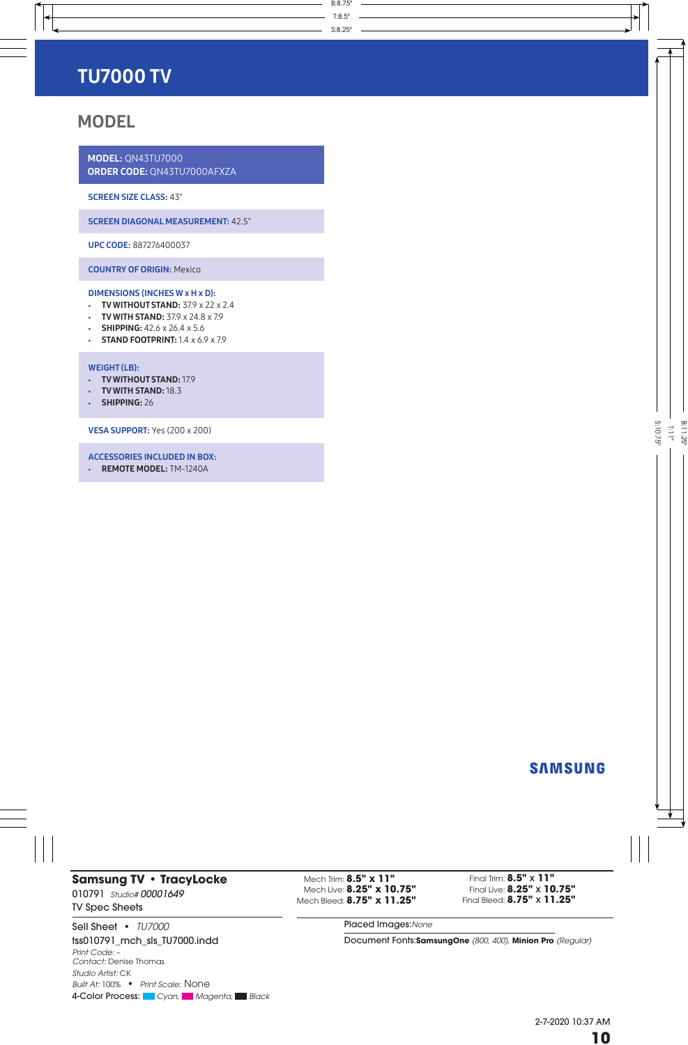# TU7000 TV

## MODEL

**MODEL:** QN43TU7000
**ORDER CODE:** QN43TU7000AFXZA

**SCREEN SIZE CLASS:** 43"

**SCREEN DIAGONAL MEASUREMENT:** 42.5"

**UPC CODE:** 887276400037

**COUNTRY OF ORIGIN:** Mexico

**DIMENSIONS (INCHES W x H x D):**

- **TV WITHOUT STAND:** 37.9 x 22 x 2.4
- **TV WITH STAND:** 37.9 x 24.8 x 7.9
- **SHIPPING:** 42.6 x 26.4 x 5.6
- **STAND FOOTPRINT:** 1.4 x 6.9 x 7.9

**WEIGHT (LB):**

- **TV WITHOUT STAND:** 17.9
- **TV WITH STAND:** 18.3
- **SHIPPING:** 26

**VESA SUPPORT:** Yes (200 x 200)

**ACCESSORIES INCLUDED IN BOX:**

- **REMOTE MODEL:** TM-1240A

SAMSUNG

**Samsung TV • TracyLocke**
010791 *Studio# 00001649*
TV Spec Sheets

Mech Trim: **8.5" x 11"**
Mech Live: **8.25" x 10.75"**
Mech Bleed: **8.75" x 11.25"**

Final Trim: **8.5" x 11"**
Final Live: **8.25" x 10.75"**
Final Bleed: **8.75" x 11.25"**

Sell Sheet • *TU7000*
tss010791_mch_sls_TU7000.indd
*Print Code:* –
*Contact:* Denise Thomas
*Studio Artist:* CK
*Built At:* 100% • *Print Scale:* None
4-Color Process: *Cyan, Magenta, Black*

Placed Images: *None*
Document Fonts: **SamsungOne** *(800, 400)*, **Minion Pro** *(Regular)*

2-7-2020 10:37 AM